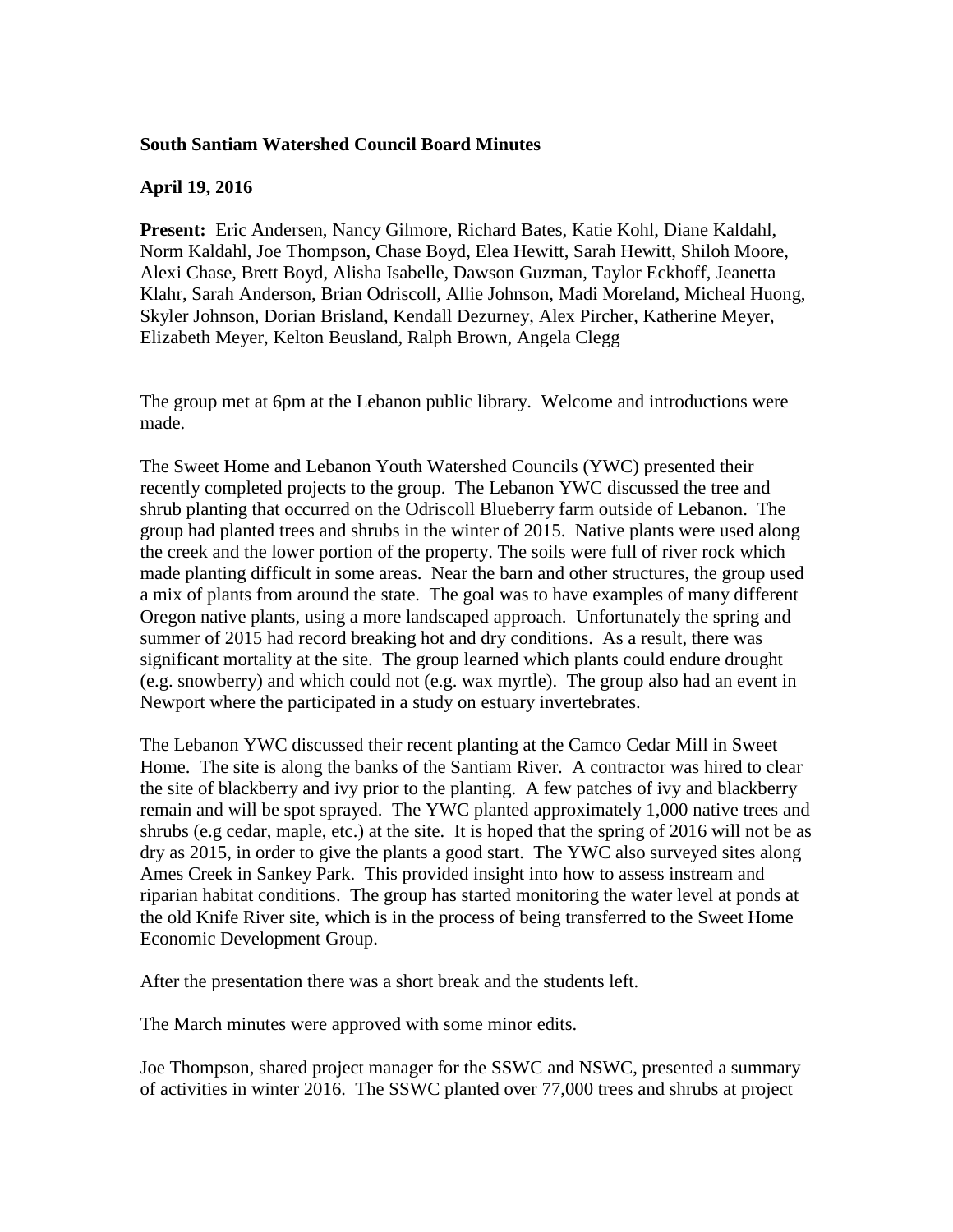**South Santiam Watershed Council Board Minutes**

**April 19, 2016**

**Present:** Eric Andersen, Nancy Gilmore, Richard Bates, Katie Kohl, Diane Kaldahl, Norm Kaldahl, Joe Thompson, Chase Boyd, Elea Hewitt, Sarah Hewitt, Shiloh Moore, Alexi Chase, Brett Boyd, Alisha Isabelle, Dawson Guzman, Taylor Eckhoff, Jeanetta Klahr, Sarah Anderson, Brian Odriscoll, Allie Johnson, Madi Moreland, Micheal Huong, Skyler Johnson, Dorian Brisland, Kendall Dezurney, Alex Pircher, Katherine Meyer, Elizabeth Meyer, Kelton Beusland, Ralph Brown, Angela Clegg

The group met at 6pm at the Lebanon public library. Welcome and introductions were made.

The Sweet Home and Lebanon Youth Watershed Councils (YWC) presented their recently completed projects to the group. The Lebanon YWC discussed the tree and shrub planting that occurred on the Odriscoll Blueberry farm outside of Lebanon. The group had planted trees and shrubs in the winter of 2015. Native plants were used along the creek and the lower portion of the property. The soils were full of river rock which made planting difficult in some areas. Near the barn and other structures, the group used a mix of plants from around the state. The goal was to have examples of many different Oregon native plants, using a more landscaped approach. Unfortunately the spring and summer of 2015 had record breaking hot and dry conditions. As a result, there was significant mortality at the site. The group learned which plants could endure drought (e.g. snowberry) and which could not (e.g. wax myrtle). The group also had an event in Newport where the participated in a study on estuary invertebrates.

The Lebanon YWC discussed their recent planting at the Camco Cedar Mill in Sweet Home. The site is along the banks of the Santiam River. A contractor was hired to clear the site of blackberry and ivy prior to the planting. A few patches of ivy and blackberry remain and will be spot sprayed. The YWC planted approximately 1,000 native trees and shrubs (e.g cedar, maple, etc.) at the site. It is hoped that the spring of 2016 will not be as dry as 2015, in order to give the plants a good start. The YWC also surveyed sites along Ames Creek in Sankey Park. This provided insight into how to assess instream and riparian habitat conditions. The group has started monitoring the water level at ponds at the old Knife River site, which is in the process of being transferred to the Sweet Home Economic Development Group.

After the presentation there was a short break and the students left.

The March minutes were approved with some minor edits.

Joe Thompson, shared project manager for the SSWC and NSWC, presented a summary of activities in winter 2016. The SSWC planted over 77,000 trees and shrubs at project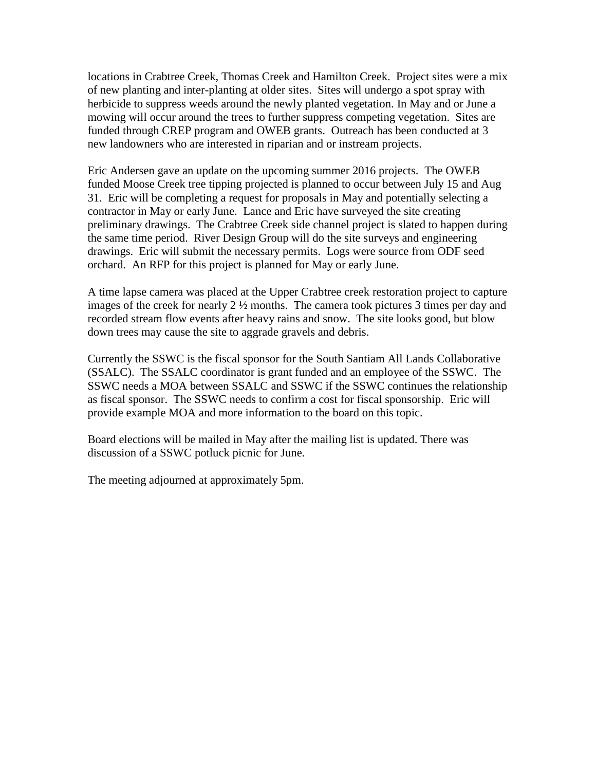locations in Crabtree Creek, Thomas Creek and Hamilton Creek. Project sites were a mix of new planting and inter-planting at older sites. Sites will undergo a spot spray with herbicide to suppress weeds around the newly planted vegetation. In May and or June a mowing will occur around the trees to further suppress competing vegetation. Sites are funded through CREP program and OWEB grants. Outreach has been conducted at 3 new landowners who are interested in riparian and or instream projects.

Eric Andersen gave an update on the upcoming summer 2016 projects. The OWEB funded Moose Creek tree tipping projected is planned to occur between July 15 and Aug 31. Eric will be completing a request for proposals in May and potentially selecting a contractor in May or early June. Lance and Eric have surveyed the site creating preliminary drawings. The Crabtree Creek side channel project is slated to happen during the same time period. River Design Group will do the site surveys and engineering drawings. Eric will submit the necessary permits. Logs were source from ODF seed orchard. An RFP for this project is planned for May or early June.

A time lapse camera was placed at the Upper Crabtree creek restoration project to capture images of the creek for nearly 2 ½ months. The camera took pictures 3 times per day and recorded stream flow events after heavy rains and snow. The site looks good, but blow down trees may cause the site to aggrade gravels and debris.

Currently the SSWC is the fiscal sponsor for the South Santiam All Lands Collaborative (SSALC). The SSALC coordinator is grant funded and an employee of the SSWC. The SSWC needs a MOA between SSALC and SSWC if the SSWC continues the relationship as fiscal sponsor. The SSWC needs to confirm a cost for fiscal sponsorship. Eric will provide example MOA and more information to the board on this topic.

Board elections will be mailed in May after the mailing list is updated. There was discussion of a SSWC potluck picnic for June.

The meeting adjourned at approximately 5pm.